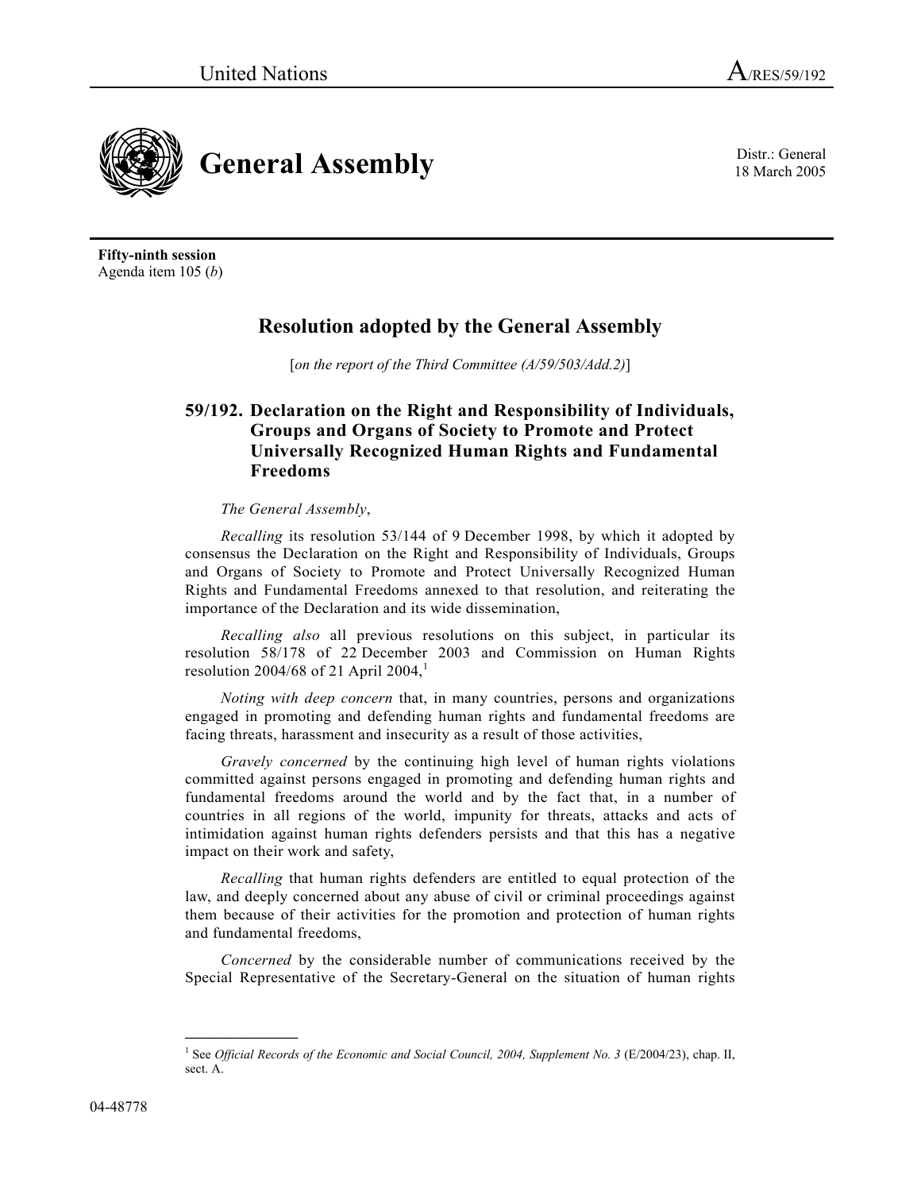United Nations A/RES/59/192

# General Assembly

Distr.: General
18 March 2005

**Fifty-ninth session**
Agenda item 105 (*b*)

## Resolution adopted by the General Assembly

[*on the report of the Third Committee (A/59/503/Add.2)*]

### 59/192. Declaration on the Right and Responsibility of Individuals, Groups and Organs of Society to Promote and Protect Universally Recognized Human Rights and Fundamental Freedoms

*The General Assembly*,

*Recalling* its resolution 53/144 of 9 December 1998, by which it adopted by consensus the Declaration on the Right and Responsibility of Individuals, Groups and Organs of Society to Promote and Protect Universally Recognized Human Rights and Fundamental Freedoms annexed to that resolution, and reiterating the importance of the Declaration and its wide dissemination,

*Recalling also* all previous resolutions on this subject, in particular its resolution 58/178 of 22 December 2003 and Commission on Human Rights resolution 2004/68 of 21 April 2004,[1]

*Noting with deep concern* that, in many countries, persons and organizations engaged in promoting and defending human rights and fundamental freedoms are facing threats, harassment and insecurity as a result of those activities,

*Gravely concerned* by the continuing high level of human rights violations committed against persons engaged in promoting and defending human rights and fundamental freedoms around the world and by the fact that, in a number of countries in all regions of the world, impunity for threats, attacks and acts of intimidation against human rights defenders persists and that this has a negative impact on their work and safety,

*Recalling* that human rights defenders are entitled to equal protection of the law, and deeply concerned about any abuse of civil or criminal proceedings against them because of their activities for the promotion and protection of human rights and fundamental freedoms,

*Concerned* by the considerable number of communications received by the Special Representative of the Secretary-General on the situation of human rights

[1] See *Official Records of the Economic and Social Council, 2004, Supplement No. 3* (E/2004/23), chap. II, sect. A.

04-48778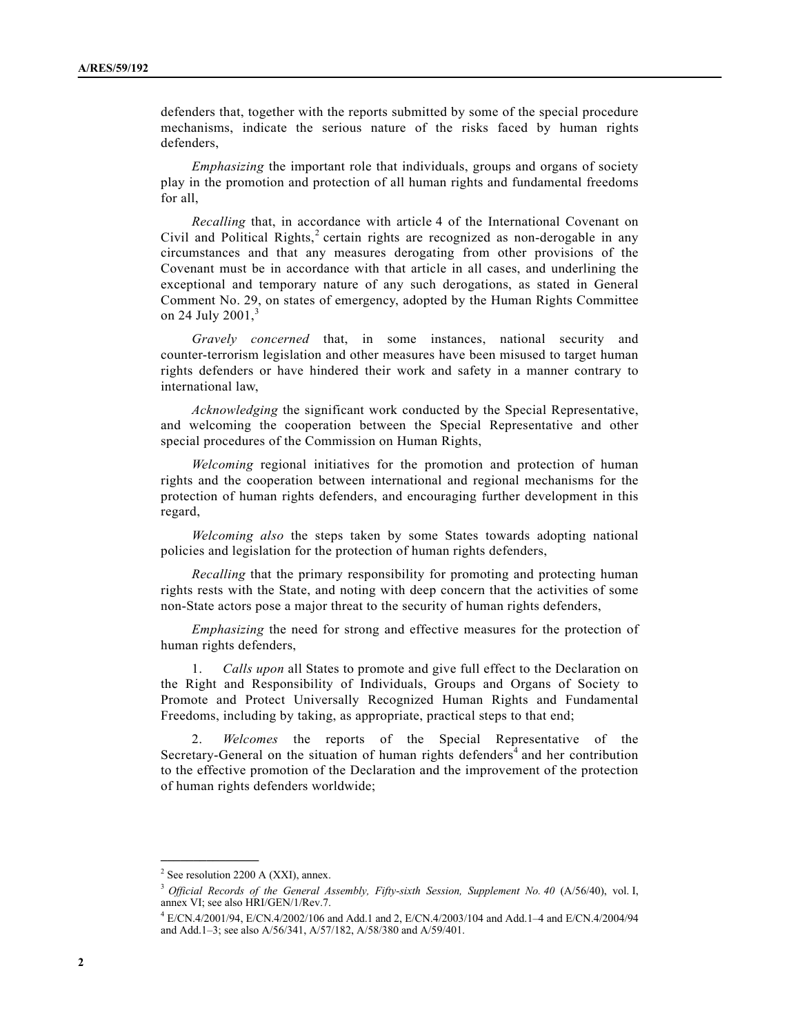defenders that, together with the reports submitted by some of the special procedure mechanisms, indicate the serious nature of the risks faced by human rights defenders,

*Emphasizing* the important role that individuals, groups and organs of society play in the promotion and protection of all human rights and fundamental freedoms for all,

*Recalling* that, in accordance with article 4 of the International Covenant on Civil and Political Rights,[2] certain rights are recognized as non-derogable in any circumstances and that any measures derogating from other provisions of the Covenant must be in accordance with that article in all cases, and underlining the exceptional and temporary nature of any such derogations, as stated in General Comment No. 29, on states of emergency, adopted by the Human Rights Committee on 24 July 2001,[3]

*Gravely concerned* that, in some instances, national security and counter-terrorism legislation and other measures have been misused to target human rights defenders or have hindered their work and safety in a manner contrary to international law,

*Acknowledging* the significant work conducted by the Special Representative, and welcoming the cooperation between the Special Representative and other special procedures of the Commission on Human Rights,

*Welcoming* regional initiatives for the promotion and protection of human rights and the cooperation between international and regional mechanisms for the protection of human rights defenders, and encouraging further development in this regard,

*Welcoming also* the steps taken by some States towards adopting national policies and legislation for the protection of human rights defenders,

*Recalling* that the primary responsibility for promoting and protecting human rights rests with the State, and noting with deep concern that the activities of some non-State actors pose a major threat to the security of human rights defenders,

*Emphasizing* the need for strong and effective measures for the protection of human rights defenders,

1. *Calls upon* all States to promote and give full effect to the Declaration on the Right and Responsibility of Individuals, Groups and Organs of Society to Promote and Protect Universally Recognized Human Rights and Fundamental Freedoms, including by taking, as appropriate, practical steps to that end;

2. *Welcomes* the reports of the Special Representative of the Secretary-General on the situation of human rights defenders[4] and her contribution to the effective promotion of the Declaration and the improvement of the protection of human rights defenders worldwide;

---

[2] See resolution 2200 A (XXI), annex.

[3] *Official Records of the General Assembly, Fifty-sixth Session, Supplement No. 40* (A/56/40), vol. I, annex VI; see also HRI/GEN/1/Rev.7.

[4] E/CN.4/2001/94, E/CN.4/2002/106 and Add.1 and 2, E/CN.4/2003/104 and Add.1–4 and E/CN.4/2004/94 and Add.1–3; see also A/56/341, A/57/182, A/58/380 and A/59/401.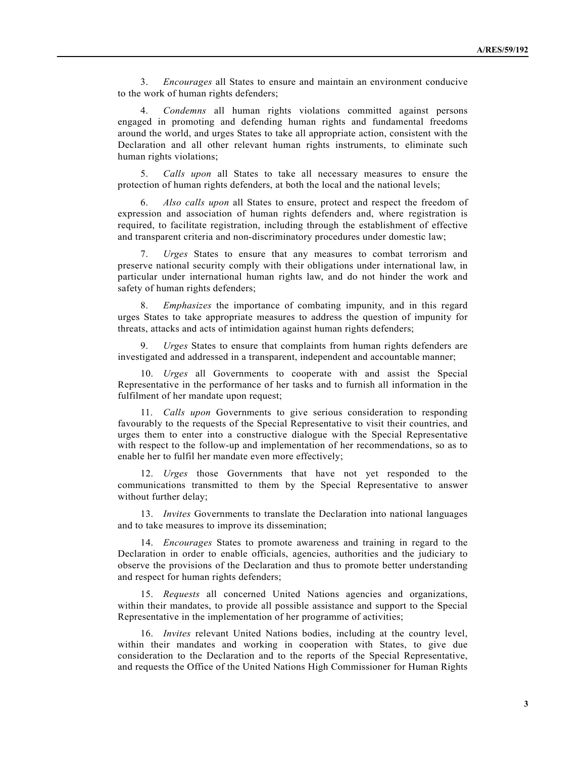3. *Encourages* all States to ensure and maintain an environment conducive to the work of human rights defenders;

4. *Condemns* all human rights violations committed against persons engaged in promoting and defending human rights and fundamental freedoms around the world, and urges States to take all appropriate action, consistent with the Declaration and all other relevant human rights instruments, to eliminate such human rights violations;

5. *Calls upon* all States to take all necessary measures to ensure the protection of human rights defenders, at both the local and the national levels;

6. *Also calls upon* all States to ensure, protect and respect the freedom of expression and association of human rights defenders and, where registration is required, to facilitate registration, including through the establishment of effective and transparent criteria and non-discriminatory procedures under domestic law;

7. *Urges* States to ensure that any measures to combat terrorism and preserve national security comply with their obligations under international law, in particular under international human rights law, and do not hinder the work and safety of human rights defenders;

8. *Emphasizes* the importance of combating impunity, and in this regard urges States to take appropriate measures to address the question of impunity for threats, attacks and acts of intimidation against human rights defenders;

9. *Urges* States to ensure that complaints from human rights defenders are investigated and addressed in a transparent, independent and accountable manner;

10. *Urges* all Governments to cooperate with and assist the Special Representative in the performance of her tasks and to furnish all information in the fulfilment of her mandate upon request;

11. *Calls upon* Governments to give serious consideration to responding favourably to the requests of the Special Representative to visit their countries, and urges them to enter into a constructive dialogue with the Special Representative with respect to the follow-up and implementation of her recommendations, so as to enable her to fulfil her mandate even more effectively;

12. *Urges* those Governments that have not yet responded to the communications transmitted to them by the Special Representative to answer without further delay;

13. *Invites* Governments to translate the Declaration into national languages and to take measures to improve its dissemination;

14. *Encourages* States to promote awareness and training in regard to the Declaration in order to enable officials, agencies, authorities and the judiciary to observe the provisions of the Declaration and thus to promote better understanding and respect for human rights defenders;

15. *Requests* all concerned United Nations agencies and organizations, within their mandates, to provide all possible assistance and support to the Special Representative in the implementation of her programme of activities;

16. *Invites* relevant United Nations bodies, including at the country level, within their mandates and working in cooperation with States, to give due consideration to the Declaration and to the reports of the Special Representative, and requests the Office of the United Nations High Commissioner for Human Rights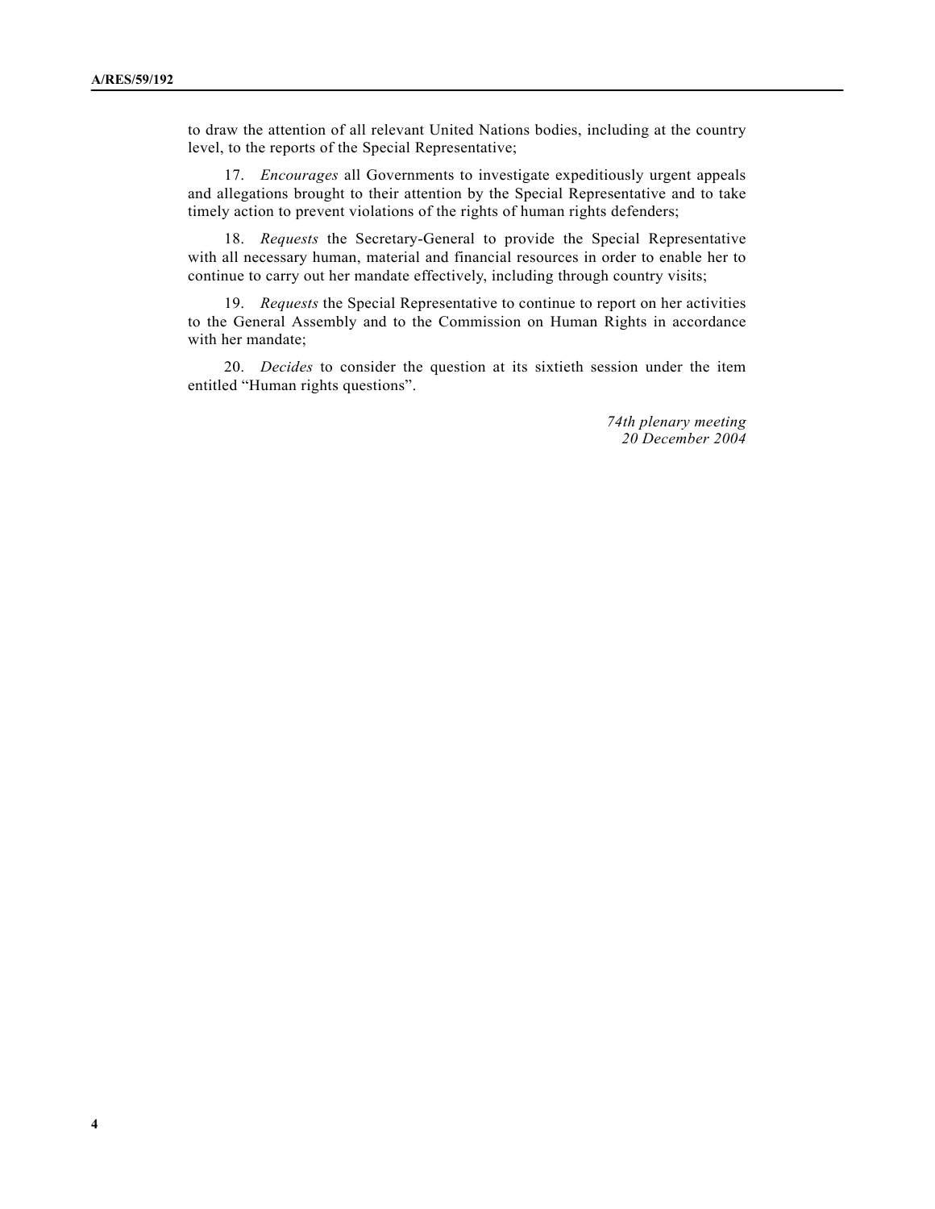to draw the attention of all relevant United Nations bodies, including at the country level, to the reports of the Special Representative;

17. *Encourages* all Governments to investigate expeditiously urgent appeals and allegations brought to their attention by the Special Representative and to take timely action to prevent violations of the rights of human rights defenders;

18. *Requests* the Secretary-General to provide the Special Representative with all necessary human, material and financial resources in order to enable her to continue to carry out her mandate effectively, including through country visits;

19. *Requests* the Special Representative to continue to report on her activities to the General Assembly and to the Commission on Human Rights in accordance with her mandate;

20. *Decides* to consider the question at its sixtieth session under the item entitled "Human rights questions".

*74th plenary meeting*
*20 December 2004*